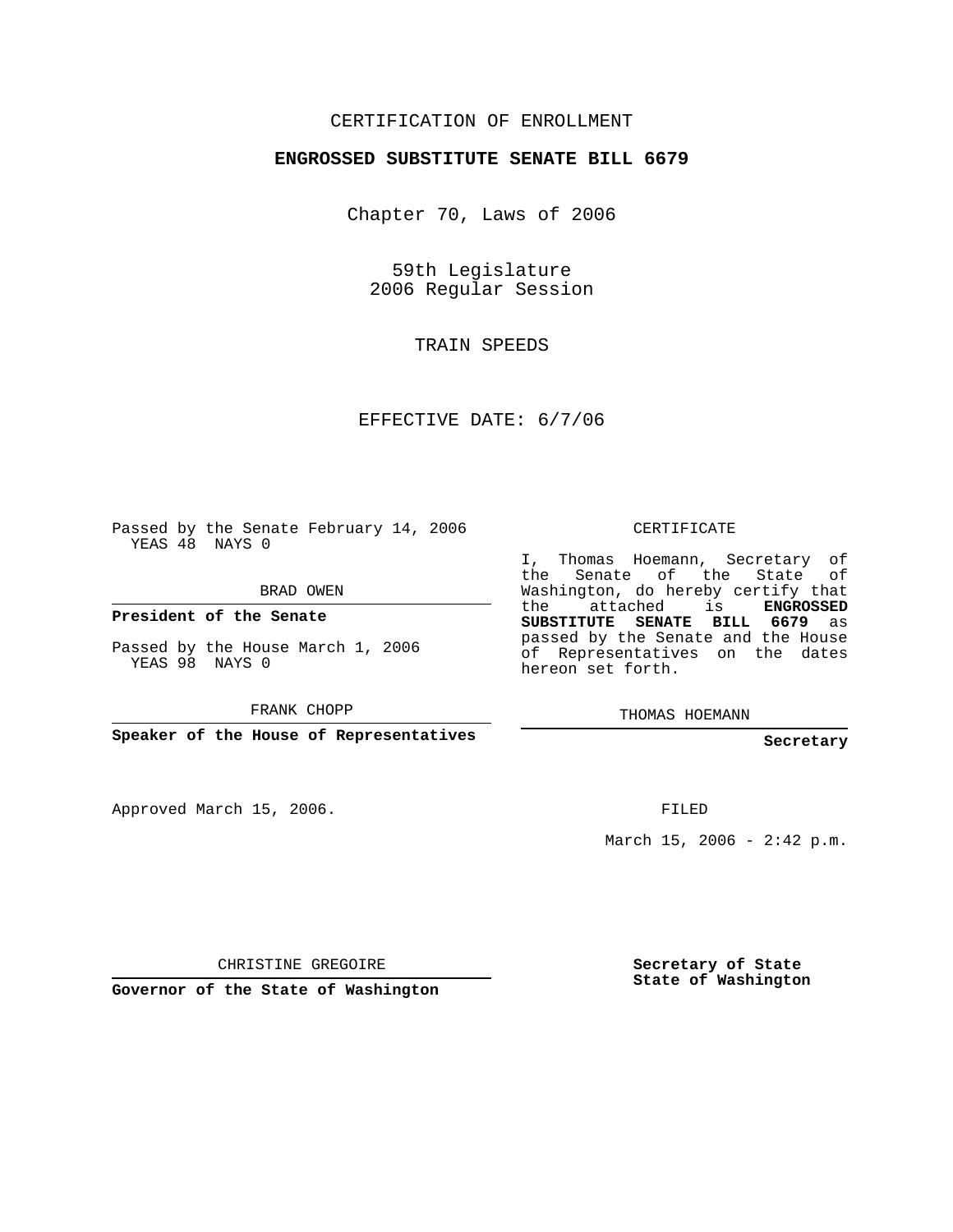CERTIFICATION OF ENROLLMENT

**ENGROSSED SUBSTITUTE SENATE BILL 6679**

Chapter 70, Laws of 2006

59th Legislature
2006 Regular Session

TRAIN SPEEDS

EFFECTIVE DATE: 6/7/06

Passed by the Senate February 14, 2006
YEAS 48 NAYS 0

BRAD OWEN

**President of the Senate**

Passed by the House March 1, 2006
YEAS 98 NAYS 0

FRANK CHOPP

**Speaker of the House of Representatives**

Approved March 15, 2006.

CHRISTINE GREGOIRE

**Governor of the State of Washington**

CERTIFICATE

I, Thomas Hoemann, Secretary of the Senate of the State of Washington, do hereby certify that the attached is **ENGROSSED SUBSTITUTE SENATE BILL 6679** as passed by the Senate and the House of Representatives on the dates hereon set forth.

THOMAS HOEMANN

**Secretary**

FILED

March 15, 2006 - 2:42 p.m.

**Secretary of State**
**State of Washington**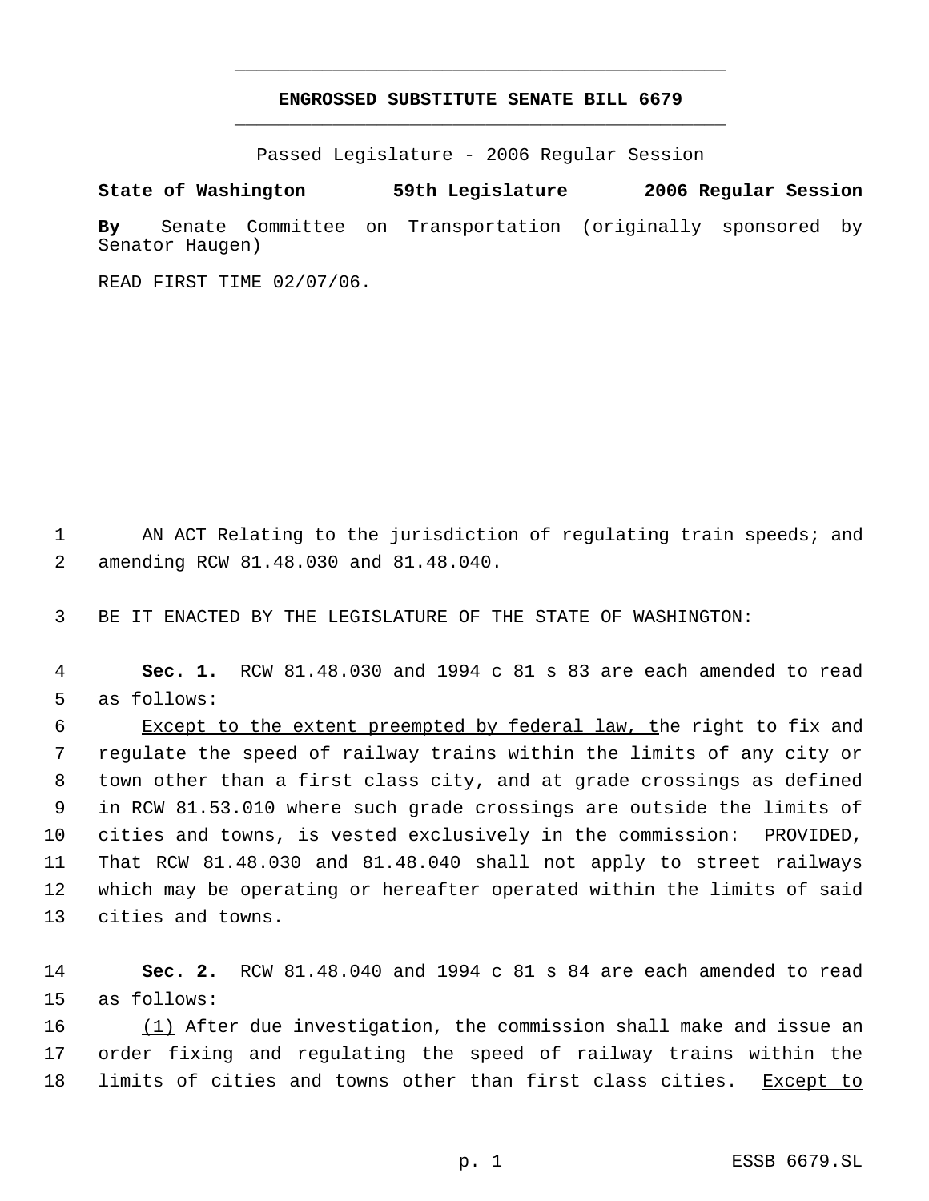# ENGROSSED SUBSTITUTE SENATE BILL 6679

Passed Legislature - 2006 Regular Session

**State of Washington 59th Legislature 2006 Regular Session**

**By** Senate Committee on Transportation (originally sponsored by Senator Haugen)

READ FIRST TIME 02/07/06.

AN ACT Relating to the jurisdiction of regulating train speeds; and amending RCW 81.48.030 and 81.48.040.

BE IT ENACTED BY THE LEGISLATURE OF THE STATE OF WASHINGTON:

**Sec. 1.** RCW 81.48.030 and 1994 c 81 s 83 are each amended to read as follows:

Except to the extent preempted by federal law, the right to fix and regulate the speed of railway trains within the limits of any city or town other than a first class city, and at grade crossings as defined in RCW 81.53.010 where such grade crossings are outside the limits of cities and towns, is vested exclusively in the commission: PROVIDED, That RCW 81.48.030 and 81.48.040 shall not apply to street railways which may be operating or hereafter operated within the limits of said cities and towns.

**Sec. 2.** RCW 81.48.040 and 1994 c 81 s 84 are each amended to read as follows:

(1) After due investigation, the commission shall make and issue an order fixing and regulating the speed of railway trains within the limits of cities and towns other than first class cities. Except to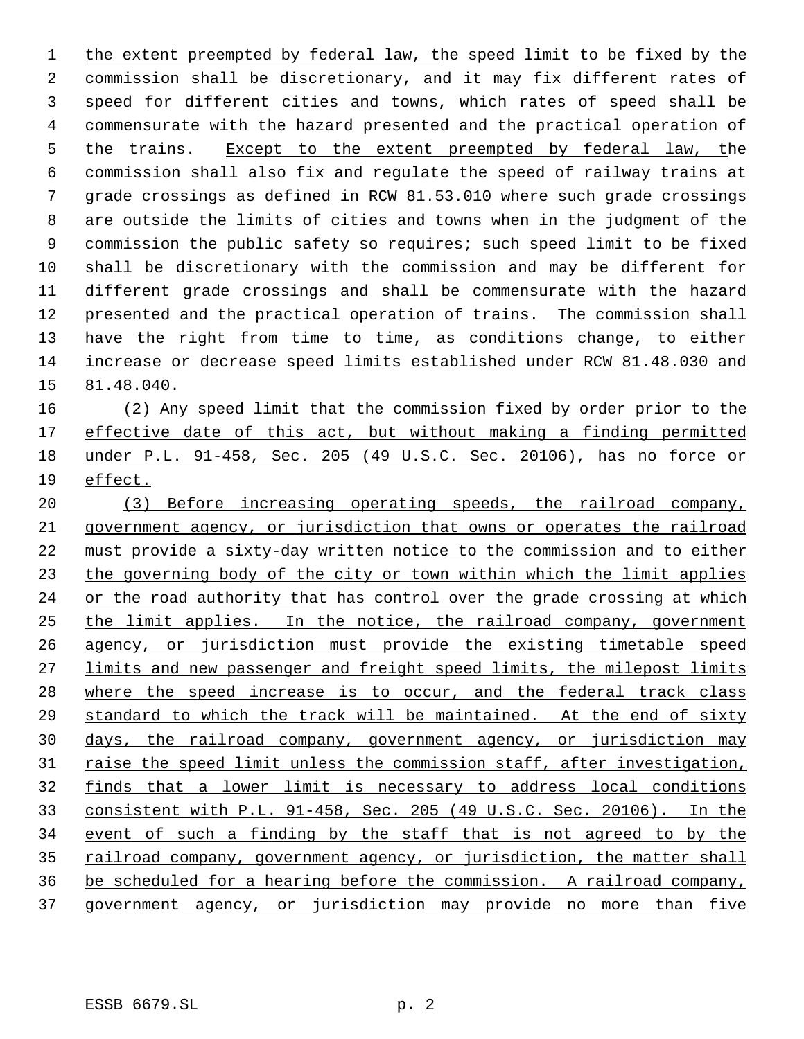the extent preempted by federal law, the speed limit to be fixed by the commission shall be discretionary, and it may fix different rates of speed for different cities and towns, which rates of speed shall be commensurate with the hazard presented and the practical operation of the trains. Except to the extent preempted by federal law, the commission shall also fix and regulate the speed of railway trains at grade crossings as defined in RCW 81.53.010 where such grade crossings are outside the limits of cities and towns when in the judgment of the commission the public safety so requires; such speed limit to be fixed shall be discretionary with the commission and may be different for different grade crossings and shall be commensurate with the hazard presented and the practical operation of trains. The commission shall have the right from time to time, as conditions change, to either increase or decrease speed limits established under RCW 81.48.030 and 81.48.040.

(2) Any speed limit that the commission fixed by order prior to the effective date of this act, but without making a finding permitted under P.L. 91-458, Sec. 205 (49 U.S.C. Sec. 20106), has no force or effect.

(3) Before increasing operating speeds, the railroad company, government agency, or jurisdiction that owns or operates the railroad must provide a sixty-day written notice to the commission and to either the governing body of the city or town within which the limit applies or the road authority that has control over the grade crossing at which the limit applies. In the notice, the railroad company, government agency, or jurisdiction must provide the existing timetable speed limits and new passenger and freight speed limits, the milepost limits where the speed increase is to occur, and the federal track class standard to which the track will be maintained. At the end of sixty days, the railroad company, government agency, or jurisdiction may raise the speed limit unless the commission staff, after investigation, finds that a lower limit is necessary to address local conditions consistent with P.L. 91-458, Sec. 205 (49 U.S.C. Sec. 20106). In the event of such a finding by the staff that is not agreed to by the railroad company, government agency, or jurisdiction, the matter shall be scheduled for a hearing before the commission. A railroad company, government agency, or jurisdiction may provide no more than five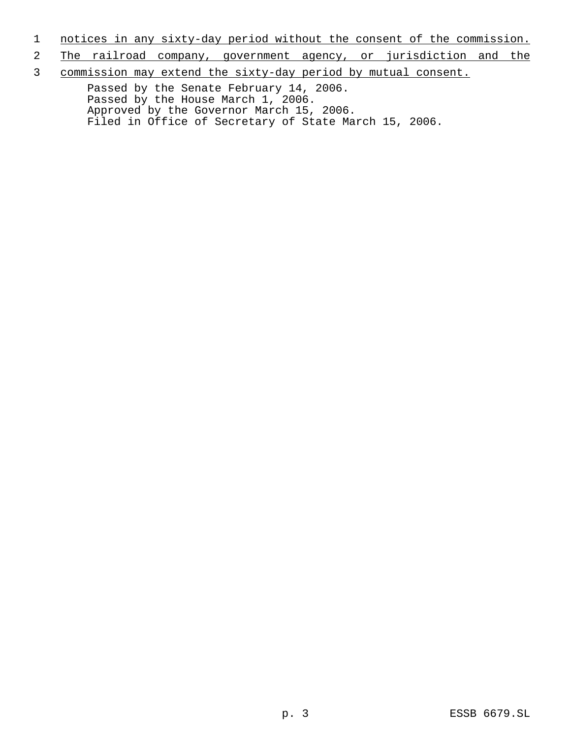notices in any sixty-day period without the consent of the commission. The railroad company, government agency, or jurisdiction and the commission may extend the sixty-day period by mutual consent.

Passed by the Senate February 14, 2006.
Passed by the House March 1, 2006.
Approved by the Governor March 15, 2006.
Filed in Office of Secretary of State March 15, 2006.